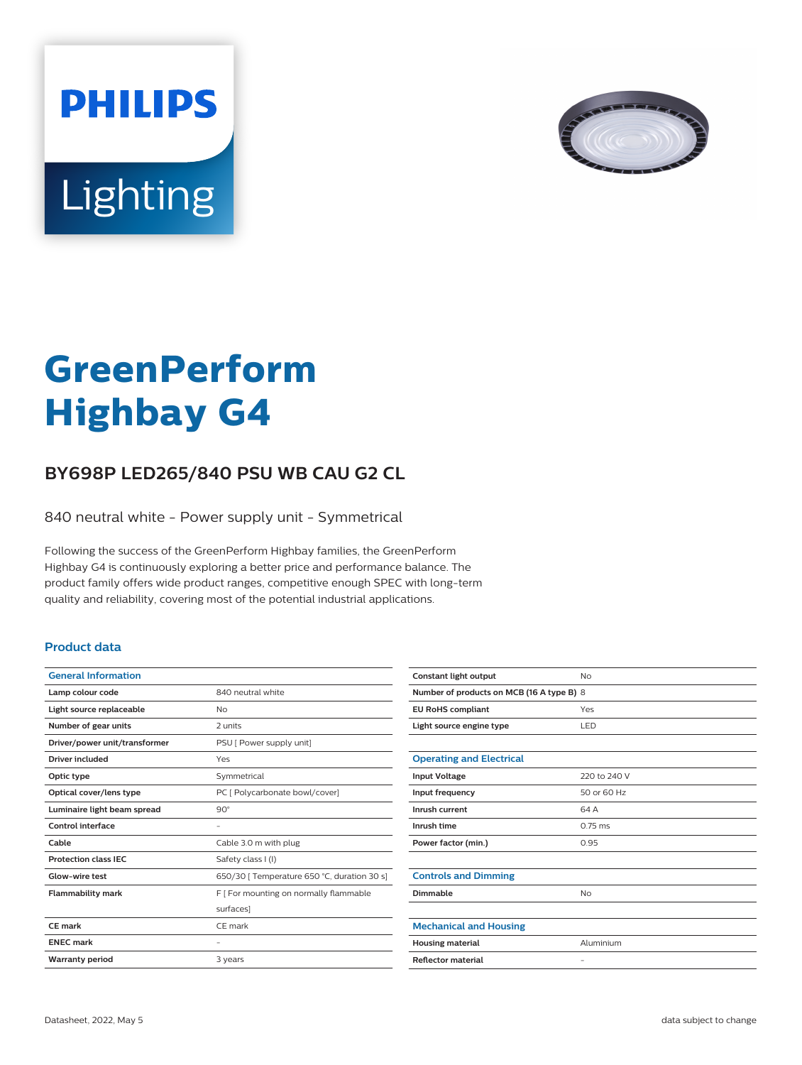PHILIPS

Lighting

# GreenPerform Highbay G4

## BY698P LED265/840 PSU WB CAU G2 CL

840 neutral white - Power supply unit - Symmetrical

Following the success of the GreenPerform Highbay families, the GreenPerform Highbay G4 is continuously exploring a better price and performance balance. The product family offers wide product ranges, competitive enough SPEC with long-term quality and reliability, covering most of the potential industrial applications.

### Product data

| General Information | |
|---|---|
| Lamp colour code | 840 neutral white |
| Light source replaceable | No |
| Number of gear units | 2 units |
| Driver/power unit/transformer | PSU [ Power supply unit] |
| Driver included | Yes |
| Optic type | Symmetrical |
| Optical cover/lens type | PC [ Polycarbonate bowl/cover] |
| Luminaire light beam spread | 90° |
| Control interface | - |
| Cable | Cable 3.0 m with plug |
| Protection class IEC | Safety class I (I) |
| Glow-wire test | 650/30 [ Temperature 650 °C, duration 30 s] |
| Flammability mark | F [ For mounting on normally flammable surfaces] |
| CE mark | CE mark |
| ENEC mark | - |
| Warranty period | 3 years |
| Constant light output | No |
| Number of products on MCB (16 A type B) | 8 |
| EU RoHS compliant | Yes |
| Light source engine type | LED |

| Operating and Electrical | |
|---|---|
| Input Voltage | 220 to 240 V |
| Input frequency | 50 or 60 Hz |
| Inrush current | 64 A |
| Inrush time | 0.75 ms |
| Power factor (min.) | 0.95 |

| Controls and Dimming | |
|---|---|
| Dimmable | No |

| Mechanical and Housing | |
|---|---|
| Housing material | Aluminium |
| Reflector material | - |

Datasheet, 2022, May 5

data subject to change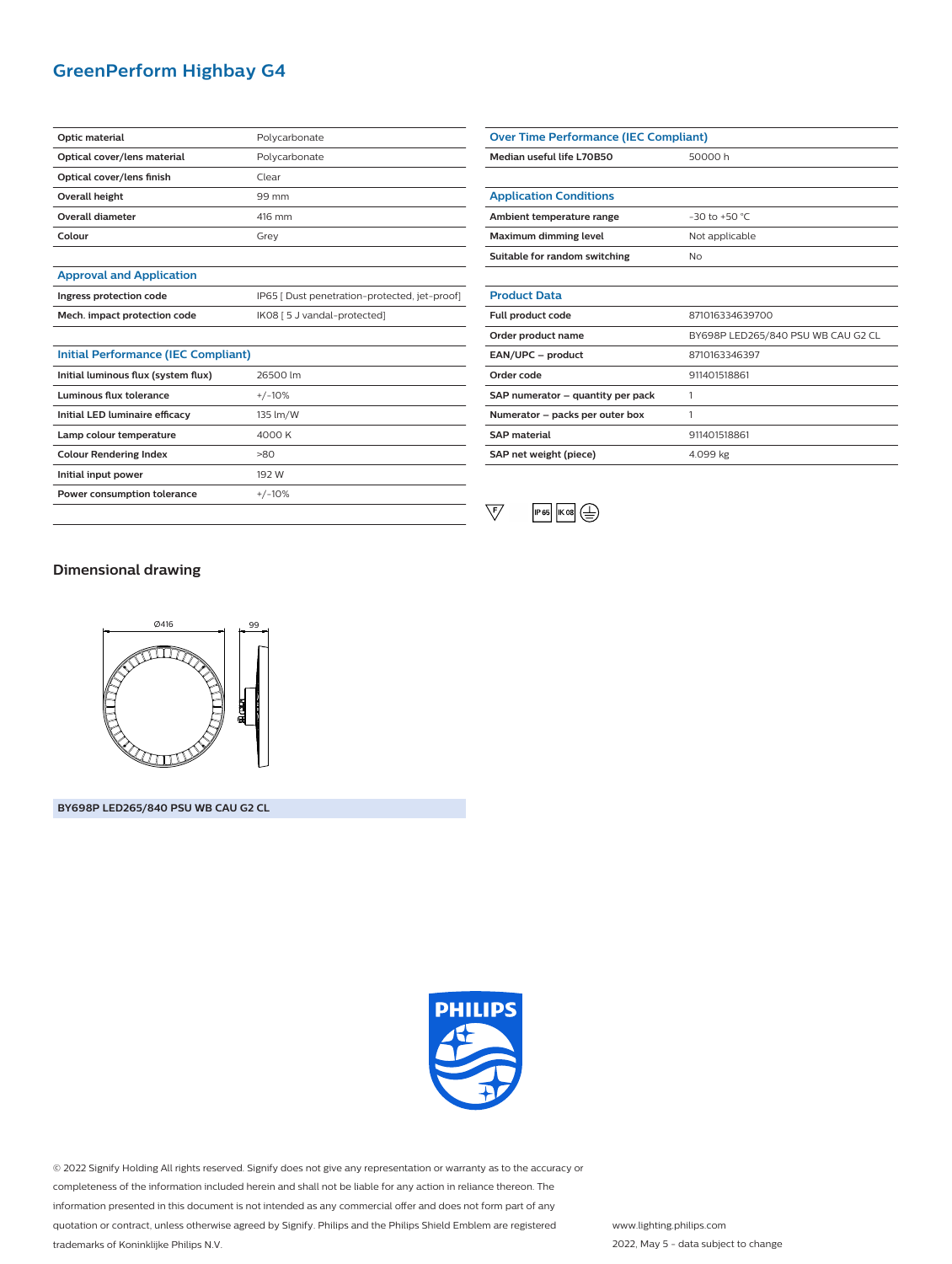# GreenPerform Highbay G4

| | |
|---|---|
| Optic material | Polycarbonate |
| Optical cover/lens material | Polycarbonate |
| Optical cover/lens finish | Clear |
| Overall height | 99 mm |
| Overall diameter | 416 mm |
| Colour | Grey |

### Approval and Application

| | |
|---|---|
| Ingress protection code | IP65 [ Dust penetration-protected, jet-proof] |
| Mech. impact protection code | IK08 [ 5 J vandal-protected] |

### Initial Performance (IEC Compliant)

| | |
|---|---|
| Initial luminous flux (system flux) | 26500 lm |
| Luminous flux tolerance | +/-10% |
| Initial LED luminaire efficacy | 135 lm/W |
| Lamp colour temperature | 4000 K |
| Colour Rendering Index | >80 |
| Initial input power | 192 W |
| Power consumption tolerance | +/-10% |

### Over Time Performance (IEC Compliant)

| | |
|---|---|
| Median useful life L70B50 | 50000 h |

### Application Conditions

| | |
|---|---|
| Ambient temperature range | -30 to +50 °C |
| Maximum dimming level | Not applicable |
| Suitable for random switching | No |

### Product Data

| | |
|---|---|
| Full product code | 871016334639700 |
| Order product name | BY698P LED265/840 PSU WB CAU G2 CL |
| EAN/UPC – product | 8710163346397 |
| Order code | 911401518861 |
| SAP numerator – quantity per pack | 1 |
| Numerator – packs per outer box | 1 |
| SAP material | 911401518861 |
| SAP net weight (piece) | 4.099 kg |

F IP65 IK08

## Dimensional drawing

Ø416

99

**BY698P LED265/840 PSU WB CAU G2 CL**

© 2022 Signify Holding All rights reserved. Signify does not give any representation or warranty as to the accuracy or completeness of the information included herein and shall not be liable for any action in reliance thereon. The information presented in this document is not intended as any commercial offer and does not form part of any quotation or contract, unless otherwise agreed by Signify. Philips and the Philips Shield Emblem are registered trademarks of Koninklijke Philips N.V.

www.lighting.philips.com

2022, May 5 - data subject to change